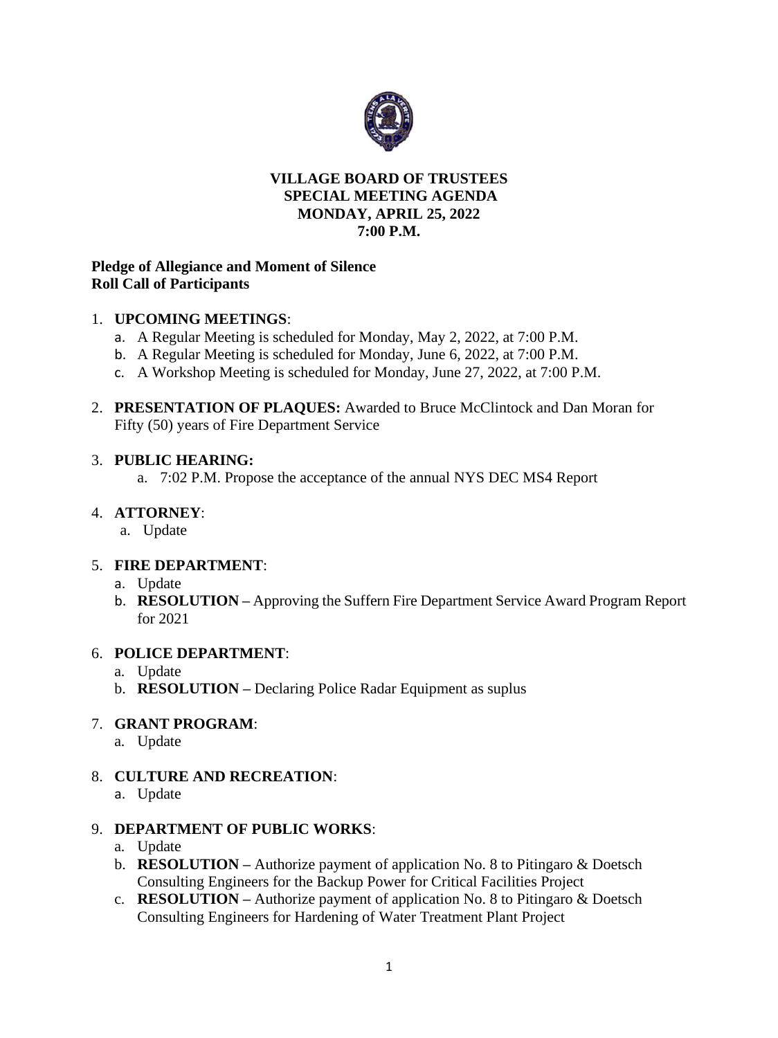**VILLAGE BOARD OF TRUSTEES**
**SPECIAL MEETING AGENDA**
**MONDAY, APRIL 25, 2022**
**7:00 P.M.**

**Pledge of Allegiance and Moment of Silence**
**Roll Call of Participants**

1. **UPCOMING MEETINGS**:
    a. A Regular Meeting is scheduled for Monday, May 2, 2022, at 7:00 P.M.
    b. A Regular Meeting is scheduled for Monday, June 6, 2022, at 7:00 P.M.
    c. A Workshop Meeting is scheduled for Monday, June 27, 2022, at 7:00 P.M.

2. **PRESENTATION OF PLAQUES:** Awarded to Bruce McClintock and Dan Moran for Fifty (50) years of Fire Department Service

3. **PUBLIC HEARING:**
    a. 7:02 P.M. Propose the acceptance of the annual NYS DEC MS4 Report

4. **ATTORNEY**:
    a. Update

5. **FIRE DEPARTMENT**:
    a. Update
    b. **RESOLUTION –** Approving the Suffern Fire Department Service Award Program Report for 2021

6. **POLICE DEPARTMENT**:
    a. Update
    b. **RESOLUTION –** Declaring Police Radar Equipment as suplus

7. **GRANT PROGRAM**:
    a. Update

8. **CULTURE AND RECREATION**:
    a. Update

9. **DEPARTMENT OF PUBLIC WORKS**:
    a. Update
    b. **RESOLUTION –** Authorize payment of application No. 8 to Pitingaro & Doetsch Consulting Engineers for the Backup Power for Critical Facilities Project
    c. **RESOLUTION –** Authorize payment of application No. 8 to Pitingaro & Doetsch Consulting Engineers for Hardening of Water Treatment Plant Project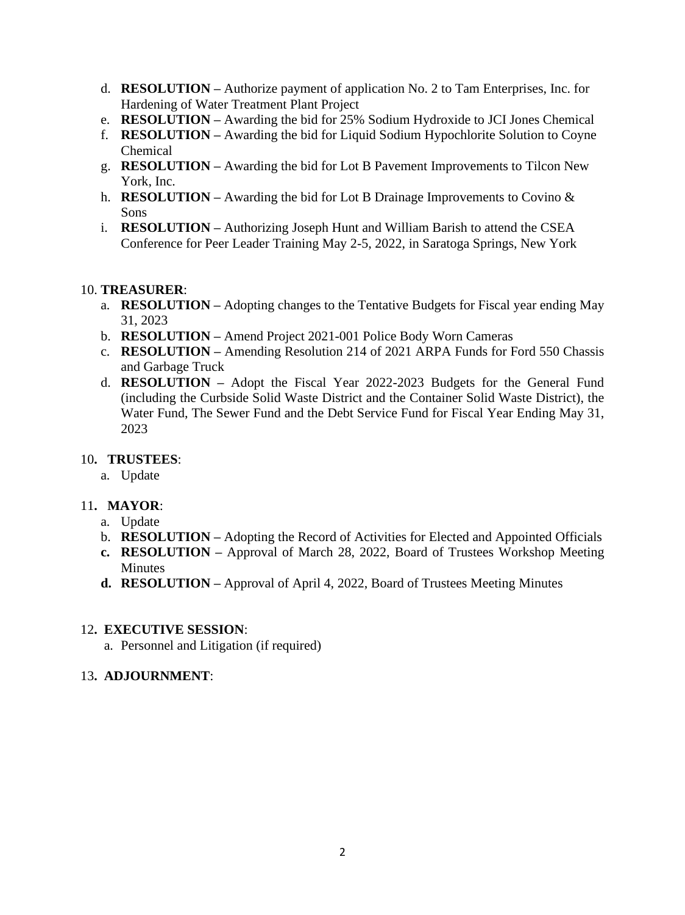d. **RESOLUTION –** Authorize payment of application No. 2 to Tam Enterprises, Inc. for Hardening of Water Treatment Plant Project
e. **RESOLUTION –** Awarding the bid for 25% Sodium Hydroxide to JCI Jones Chemical
f. **RESOLUTION –** Awarding the bid for Liquid Sodium Hypochlorite Solution to Coyne Chemical
g. **RESOLUTION –** Awarding the bid for Lot B Pavement Improvements to Tilcon New York, Inc.
h. **RESOLUTION –** Awarding the bid for Lot B Drainage Improvements to Covino & Sons
i. **RESOLUTION –** Authorizing Joseph Hunt and William Barish to attend the CSEA Conference for Peer Leader Training May 2-5, 2022, in Saratoga Springs, New York

10. **TREASURER**:

a. **RESOLUTION –** Adopting changes to the Tentative Budgets for Fiscal year ending May 31, 2023
b. **RESOLUTION –** Amend Project 2021-001 Police Body Worn Cameras
c. **RESOLUTION –** Amending Resolution 214 of 2021 ARPA Funds for Ford 550 Chassis and Garbage Truck
d. **RESOLUTION –** Adopt the Fiscal Year 2022-2023 Budgets for the General Fund (including the Curbside Solid Waste District and the Container Solid Waste District), the Water Fund, The Sewer Fund and the Debt Service Fund for Fiscal Year Ending May 31, 2023

10**. TRUSTEES**:

a. Update

11**. MAYOR**:

a. Update
b. **RESOLUTION –** Adopting the Record of Activities for Elected and Appointed Officials
**c.** **RESOLUTION –** Approval of March 28, 2022, Board of Trustees Workshop Meeting Minutes
**d.** **RESOLUTION –** Approval of April 4, 2022, Board of Trustees Meeting Minutes

12**. EXECUTIVE SESSION**:

a. Personnel and Litigation (if required)

13**. ADJOURNMENT**: